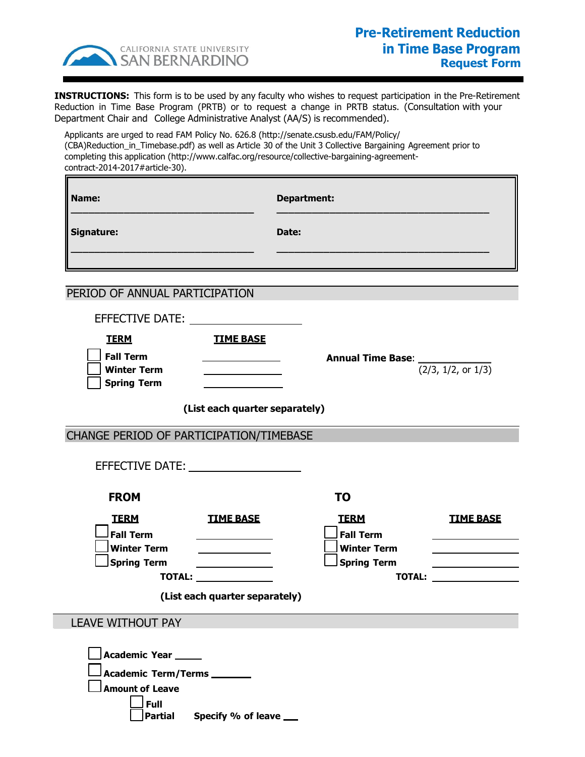CALIFORNIA STATE UNIVERSITY
SAN BERNARDINO

# Pre-Retirement Reduction in Time Base Program
## Request Form

**INSTRUCTIONS:** This form is to be used by any faculty who wishes to request participation in the Pre-Retirement Reduction in Time Base Program (PRTB) or to request a change in PRTB status. (Consultation with your Department Chair and College Administrative Analyst (AA/S) is recommended).

Applicants are urged to read FAM Policy No. 626.8 (http://senate.csusb.edu/FAM/Policy/(CBA)Reduction_in_Timebase.pdf) as well as Article 30 of the Unit 3 Collective Bargaining Agreement prior to completing this application (http://www.calfac.org/resource/collective-bargaining-agreement-contract-2014-2017#article-30).

| | |
|---|---|
| **Name:** ______________________________ | **Department:** ______________________________ |
| **Signature:** ______________________________ | **Date:** ______________________________ |

## PERIOD OF ANNUAL PARTICIPATION

EFFECTIVE DATE: ____________________

| TERM | TIME BASE |
|---|---|
| ☐ **Fall Term** | __________ |
| ☐ **Winter Term** | __________ |
| ☐ **Spring Term** | __________ |

**Annual Time Base**: __________ (2/3, 1/2, or 1/3)

**(List each quarter separately)**

## CHANGE PERIOD OF PARTICIPATION/TIMEBASE

EFFECTIVE DATE: ____________________

| FROM TERM | TIME BASE | TO TERM | TIME BASE |
|---|---|---|---|
| ☐ **Fall Term** | __________ | ☐ **Fall Term** | __________ |
| ☐ **Winter Term** | __________ | ☐ **Winter Term** | __________ |
| ☐ **Spring Term** | __________ | ☐ **Spring Term** | __________ |
| **TOTAL:** | __________ | **TOTAL:** | __________ |

**(List each quarter separately)**

## LEAVE WITHOUT PAY

☐ **Academic Year** _____

☐ **Academic Term/Terms** _______

☐ **Amount of Leave**

- ☐ **Full**
- ☐ **Partial** **Specify % of leave** ___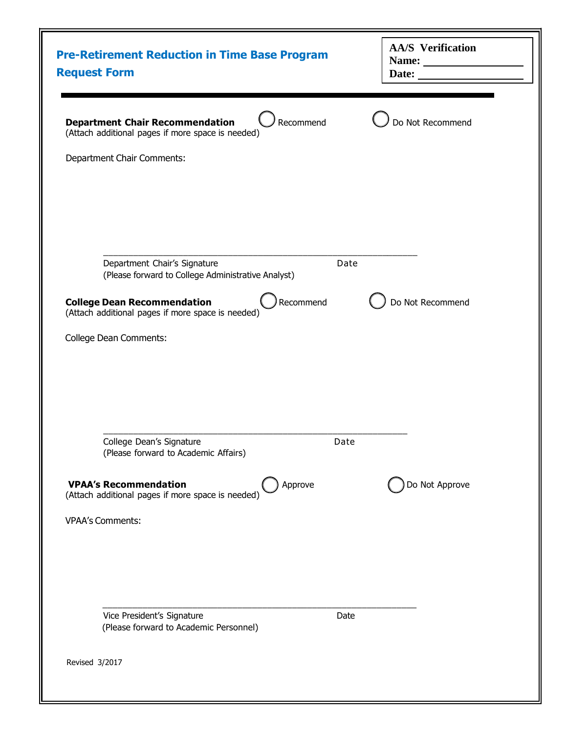# Pre-Retirement Reduction in Time Base Program Request Form

**AA/S Verification**
**Name:** ____________________
**Date:** ____________________

---

**Department Chair Recommendation** ◯ Recommend ◯ Do Not Recommend
(Attach additional pages if more space is needed)

Department Chair Comments:

______________________________________________________________

Department Chair's Signature Date
(Please forward to College Administrative Analyst)

**College Dean Recommendation** ◯ Recommend ◯ Do Not Recommend
(Attach additional pages if more space is needed)

College Dean Comments:

______________________________________________________________

College Dean's Signature Date
(Please forward to Academic Affairs)

**VPAA's Recommendation** ◯ Approve ◯ Do Not Approve
(Attach additional pages if more space is needed)

VPAA's Comments:

______________________________________________________________

Vice President's Signature Date
(Please forward to Academic Personnel)

Revised 3/2017